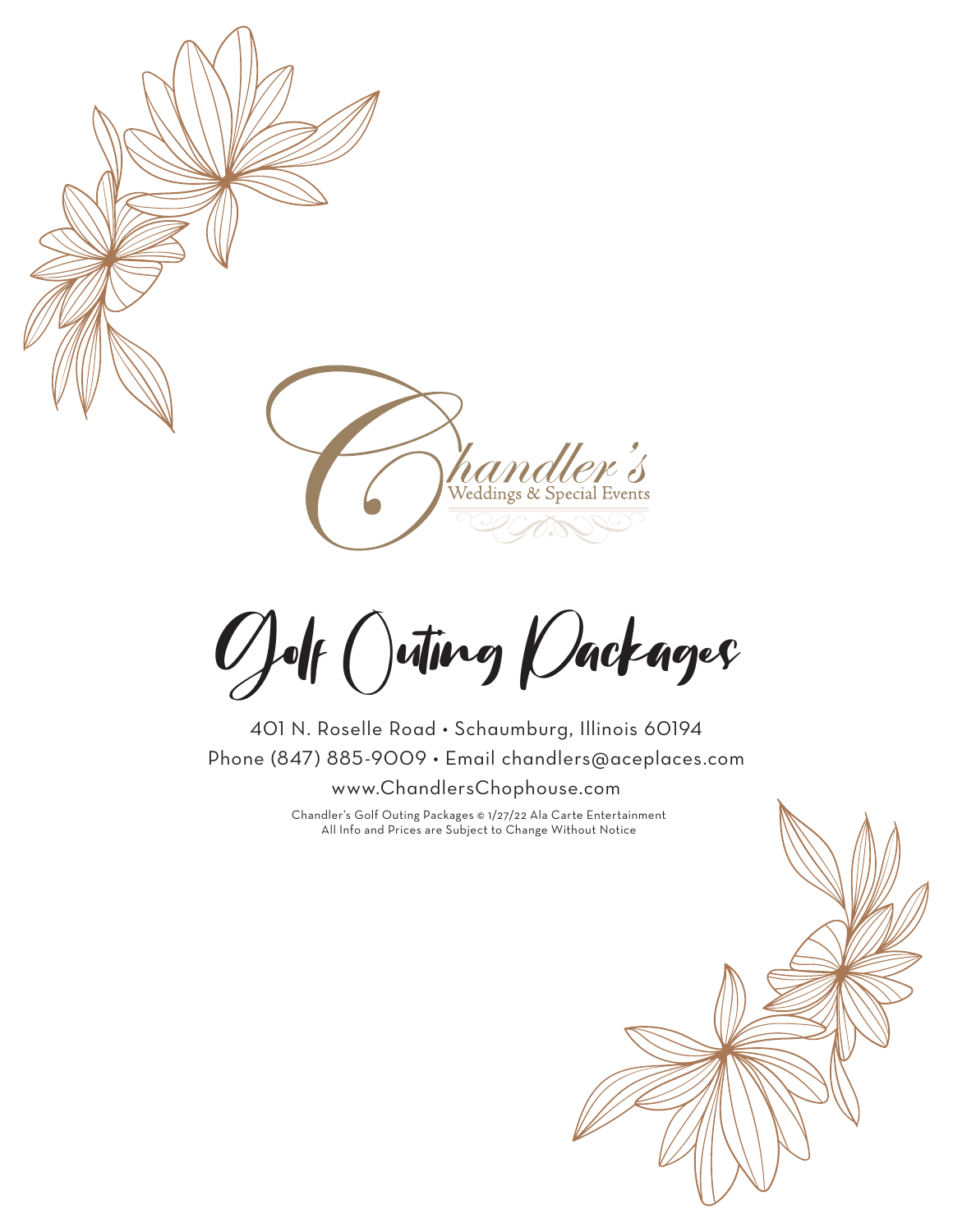Chandler's
Weddings & Special Events

# Golf Outing Packages

401 N. Roselle Road • Schaumburg, Illinois 60194

Phone (847) 885-9009 • Email chandlers@aceplaces.com

www.ChandlersChophouse.com

Chandler's Golf Outing Packages © 1/27/22 Ala Carte Entertainment
All Info and Prices are Subject to Change Without Notice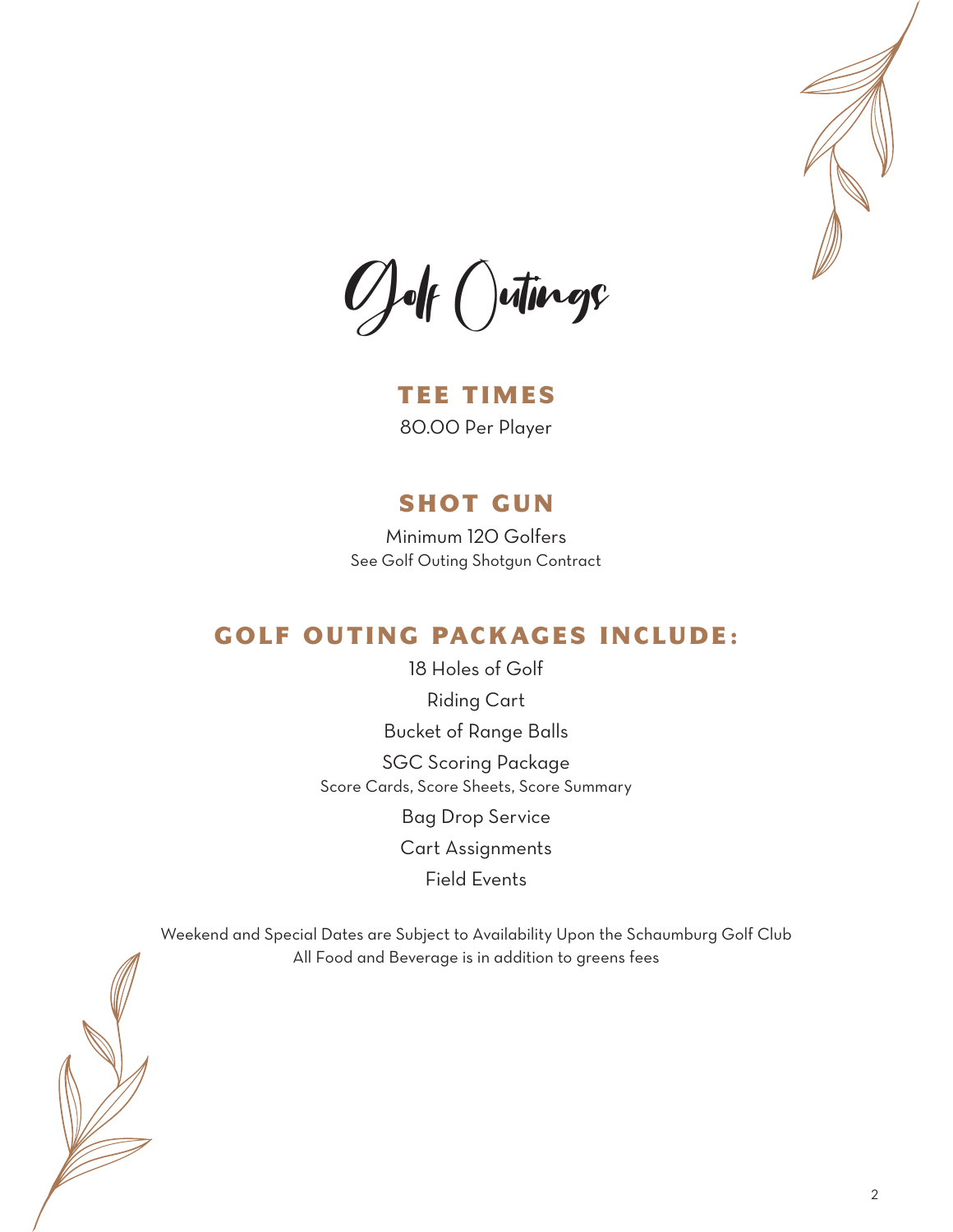# Golf Outings

## TEE TIMES

80.00 Per Player

## SHOT GUN

Minimum 120 Golfers

See Golf Outing Shotgun Contract

## GOLF OUTING PACKAGES INCLUDE:

18 Holes of Golf

Riding Cart

Bucket of Range Balls

SGC Scoring Package

Score Cards, Score Sheets, Score Summary

Bag Drop Service

Cart Assignments

Field Events

Weekend and Special Dates are Subject to Availability Upon the Schaumburg Golf Club

All Food and Beverage is in addition to greens fees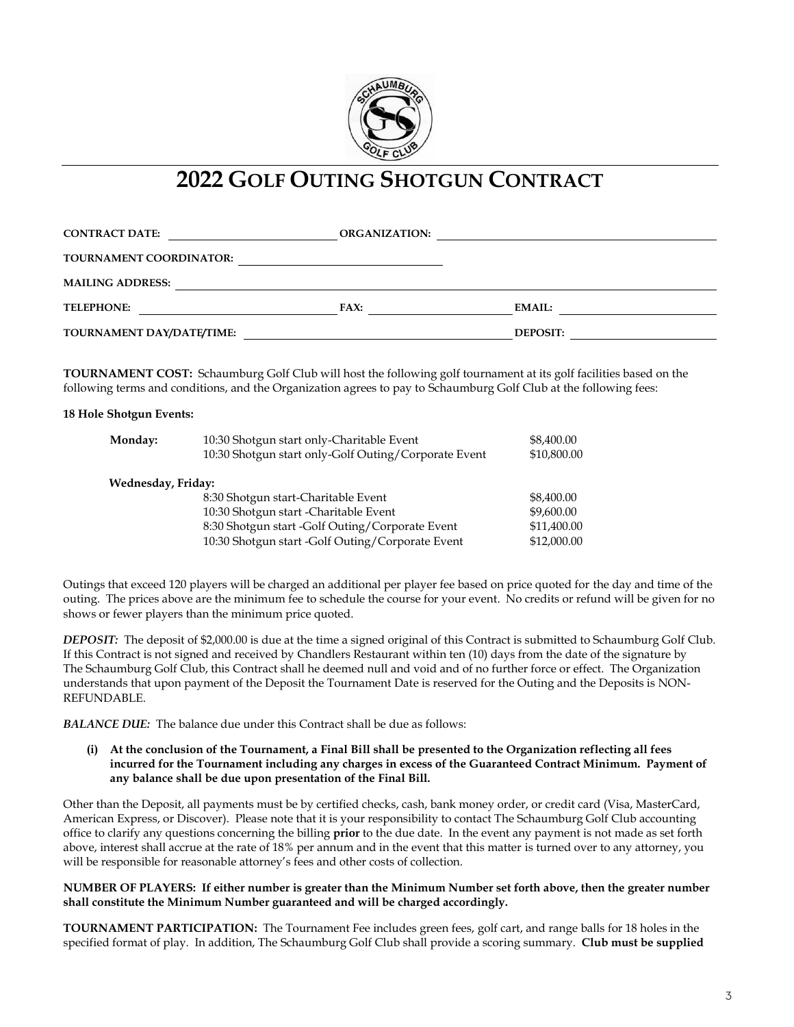# 2022 GOLF OUTING SHOTGUN CONTRACT

**CONTRACT DATE:** \_\_\_\_\_\_\_\_\_\_\_\_\_\_\_\_\_\_\_\_ **ORGANIZATION:** \_\_\_\_\_\_\_\_\_\_\_\_\_\_\_\_\_\_\_\_

**TOURNAMENT COORDINATOR:** \_\_\_\_\_\_\_\_\_\_\_\_\_\_\_\_\_\_\_\_

**MAILING ADDRESS:** \_\_\_\_\_\_\_\_\_\_\_\_\_\_\_\_\_\_\_\_

**TELEPHONE:** \_\_\_\_\_\_\_\_\_\_\_\_\_\_\_\_\_\_\_\_ **FAX:** \_\_\_\_\_\_\_\_\_\_\_\_\_\_\_\_\_\_\_\_ **EMAIL:** \_\_\_\_\_\_\_\_\_\_\_\_\_\_\_\_\_\_\_\_

**TOURNAMENT DAY/DATE/TIME:** \_\_\_\_\_\_\_\_\_\_\_\_\_\_\_\_\_\_\_\_ **DEPOSIT:** \_\_\_\_\_\_\_\_\_\_\_\_\_\_\_\_\_\_\_\_

**TOURNAMENT COST:** Schaumburg Golf Club will host the following golf tournament at its golf facilities based on the following terms and conditions, and the Organization agrees to pay to Schaumburg Golf Club at the following fees:

**18 Hole Shotgun Events:**

| Day | Event | Fee |
|---|---|---|
| **Monday:** | 10:30 Shotgun start only-Charitable Event | $8,400.00 |
| | 10:30 Shotgun start only-Golf Outing/Corporate Event | $10,800.00 |
| **Wednesday, Friday:** | | |
| | 8:30 Shotgun start-Charitable Event | $8,400.00 |
| | 10:30 Shotgun start -Charitable Event | $9,600.00 |
| | 8:30 Shotgun start -Golf Outing/Corporate Event | $11,400.00 |
| | 10:30 Shotgun start -Golf Outing/Corporate Event | $12,000.00 |

Outings that exceed 120 players will be charged an additional per player fee based on price quoted for the day and time of the outing. The prices above are the minimum fee to schedule the course for your event. No credits or refund will be given for no shows or fewer players than the minimum price quoted.

***DEPOSIT:*** The deposit of $2,000.00 is due at the time a signed original of this Contract is submitted to Schaumburg Golf Club. If this Contract is not signed and received by Chandlers Restaurant within ten (10) days from the date of the signature by The Schaumburg Golf Club, this Contract shall he deemed null and void and of no further force or effect. The Organization understands that upon payment of the Deposit the Tournament Date is reserved for the Outing and the Deposits is NON-REFUNDABLE.

***BALANCE DUE:*** The balance due under this Contract shall be due as follows:

**(i) At the conclusion of the Tournament, a Final Bill shall be presented to the Organization reflecting all fees incurred for the Tournament including any charges in excess of the Guaranteed Contract Minimum. Payment of any balance shall be due upon presentation of the Final Bill.**

Other than the Deposit, all payments must be by certified checks, cash, bank money order, or credit card (Visa, MasterCard, American Express, or Discover). Please note that it is your responsibility to contact The Schaumburg Golf Club accounting office to clarify any questions concerning the billing **prior** to the due date. In the event any payment is not made as set forth above, interest shall accrue at the rate of 18% per annum and in the event that this matter is turned over to any attorney, you will be responsible for reasonable attorney's fees and other costs of collection.

**NUMBER OF PLAYERS: If either number is greater than the Minimum Number set forth above, then the greater number shall constitute the Minimum Number guaranteed and will be charged accordingly.**

**TOURNAMENT PARTICIPATION:** The Tournament Fee includes green fees, golf cart, and range balls for 18 holes in the specified format of play. In addition, The Schaumburg Golf Club shall provide a scoring summary. **Club must be supplied**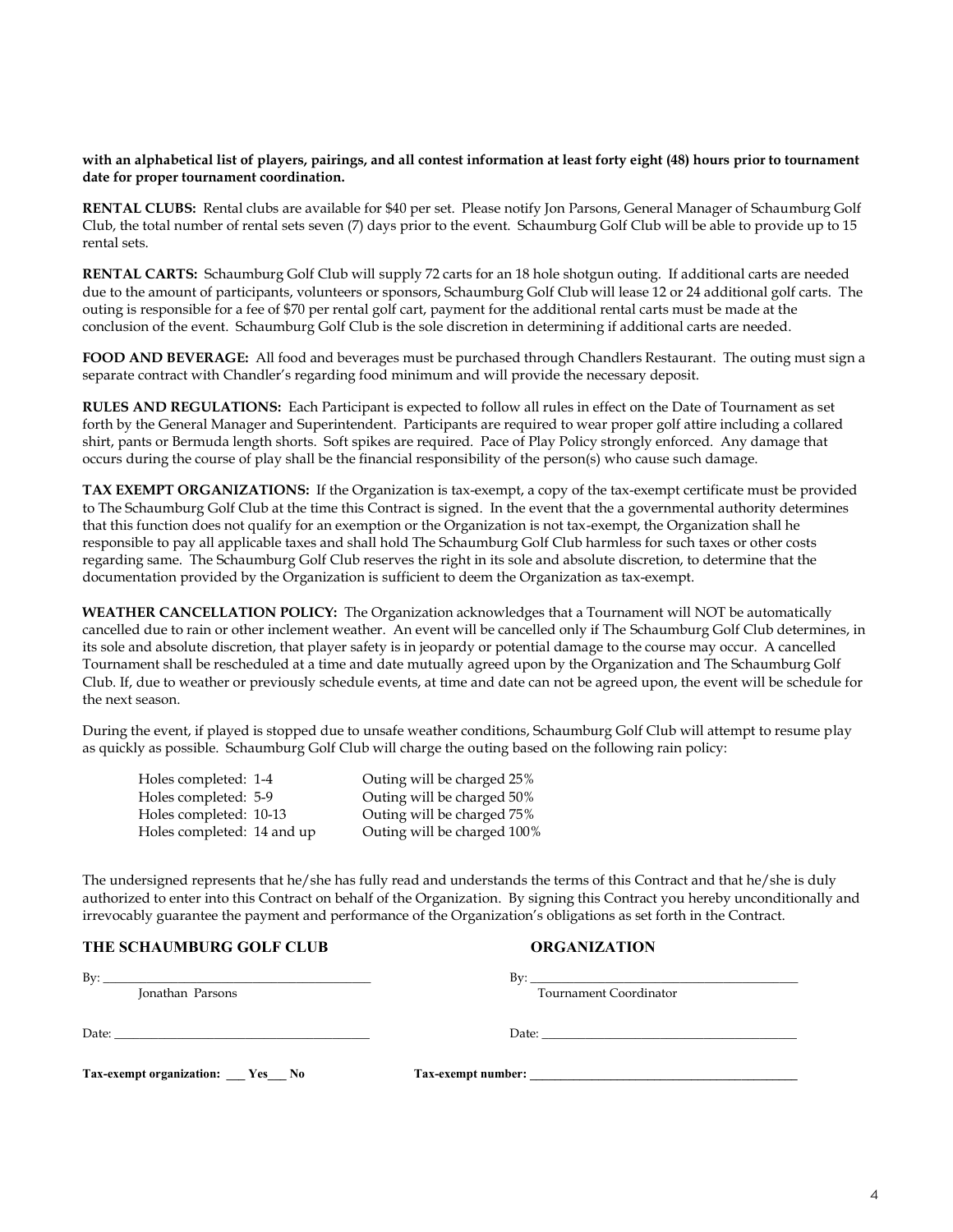**with an alphabetical list of players, pairings, and all contest information at least forty eight (48) hours prior to tournament date for proper tournament coordination.**

**RENTAL CLUBS:** Rental clubs are available for $40 per set. Please notify Jon Parsons, General Manager of Schaumburg Golf Club, the total number of rental sets seven (7) days prior to the event. Schaumburg Golf Club will be able to provide up to 15 rental sets.

**RENTAL CARTS:** Schaumburg Golf Club will supply 72 carts for an 18 hole shotgun outing. If additional carts are needed due to the amount of participants, volunteers or sponsors, Schaumburg Golf Club will lease 12 or 24 additional golf carts. The outing is responsible for a fee of $70 per rental golf cart, payment for the additional rental carts must be made at the conclusion of the event. Schaumburg Golf Club is the sole discretion in determining if additional carts are needed.

**FOOD AND BEVERAGE:** All food and beverages must be purchased through Chandlers Restaurant. The outing must sign a separate contract with Chandler's regarding food minimum and will provide the necessary deposit.

**RULES AND REGULATIONS:** Each Participant is expected to follow all rules in effect on the Date of Tournament as set forth by the General Manager and Superintendent. Participants are required to wear proper golf attire including a collared shirt, pants or Bermuda length shorts. Soft spikes are required. Pace of Play Policy strongly enforced. Any damage that occurs during the course of play shall be the financial responsibility of the person(s) who cause such damage.

**TAX EXEMPT ORGANIZATIONS:** If the Organization is tax-exempt, a copy of the tax-exempt certificate must be provided to The Schaumburg Golf Club at the time this Contract is signed. In the event that the a governmental authority determines that this function does not qualify for an exemption or the Organization is not tax-exempt, the Organization shall he responsible to pay all applicable taxes and shall hold The Schaumburg Golf Club harmless for such taxes or other costs regarding same. The Schaumburg Golf Club reserves the right in its sole and absolute discretion, to determine that the documentation provided by the Organization is sufficient to deem the Organization as tax-exempt.

**WEATHER CANCELLATION POLICY:** The Organization acknowledges that a Tournament will NOT be automatically cancelled due to rain or other inclement weather. An event will be cancelled only if The Schaumburg Golf Club determines, in its sole and absolute discretion, that player safety is in jeopardy or potential damage to the course may occur. A cancelled Tournament shall be rescheduled at a time and date mutually agreed upon by the Organization and The Schaumburg Golf Club. If, due to weather or previously schedule events, at time and date can not be agreed upon, the event will be schedule for the next season.

During the event, if played is stopped due to unsafe weather conditions, Schaumburg Golf Club will attempt to resume play as quickly as possible. Schaumburg Golf Club will charge the outing based on the following rain policy:

| Holes completed | Charge |
|---|---|
| Holes completed: 1-4 | Outing will be charged 25% |
| Holes completed: 5-9 | Outing will be charged 50% |
| Holes completed: 10-13 | Outing will be charged 75% |
| Holes completed: 14 and up | Outing will be charged 100% |

The undersigned represents that he/she has fully read and understands the terms of this Contract and that he/she is duly authorized to enter into this Contract on behalf of the Organization. By signing this Contract you hereby unconditionally and irrevocably guarantee the payment and performance of the Organization's obligations as set forth in the Contract.

**THE SCHAUMBURG GOLF CLUB**

By: ________________________________________
Jonathan Parsons

Date: ________________________________________

**Tax-exempt organization: ___ Yes___ No**

**ORGANIZATION**

By: ________________________________________
Tournament Coordinator

Date: ________________________________________

**Tax-exempt number: ________________________________________**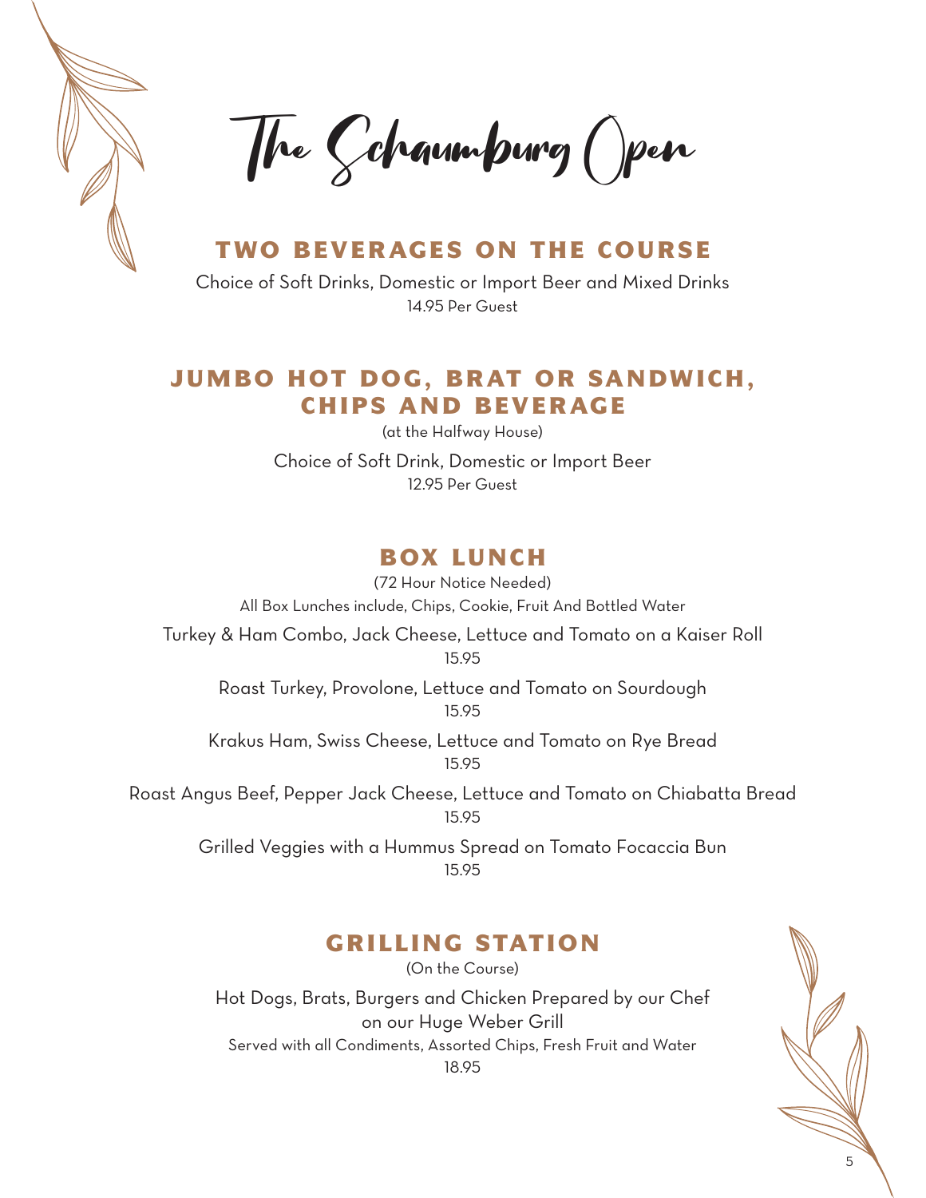# The Schaumburg Open

## TWO BEVERAGES ON THE COURSE

Choice of Soft Drinks, Domestic or Import Beer and Mixed Drinks

14.95 Per Guest

## JUMBO HOT DOG, BRAT OR SANDWICH, CHIPS AND BEVERAGE

(at the Halfway House)

Choice of Soft Drink, Domestic or Import Beer

12.95 Per Guest

## BOX LUNCH

(72 Hour Notice Needed)

All Box Lunches include, Chips, Cookie, Fruit And Bottled Water

Turkey & Ham Combo, Jack Cheese, Lettuce and Tomato on a Kaiser Roll

15.95

Roast Turkey, Provolone, Lettuce and Tomato on Sourdough

15.95

Krakus Ham, Swiss Cheese, Lettuce and Tomato on Rye Bread

15.95

Roast Angus Beef, Pepper Jack Cheese, Lettuce and Tomato on Chiabatta Bread

15.95

Grilled Veggies with a Hummus Spread on Tomato Focaccia Bun

15.95

## GRILLING STATION

(On the Course)

Hot Dogs, Brats, Burgers and Chicken Prepared by our Chef on our Huge Weber Grill

Served with all Condiments, Assorted Chips, Fresh Fruit and Water

18.95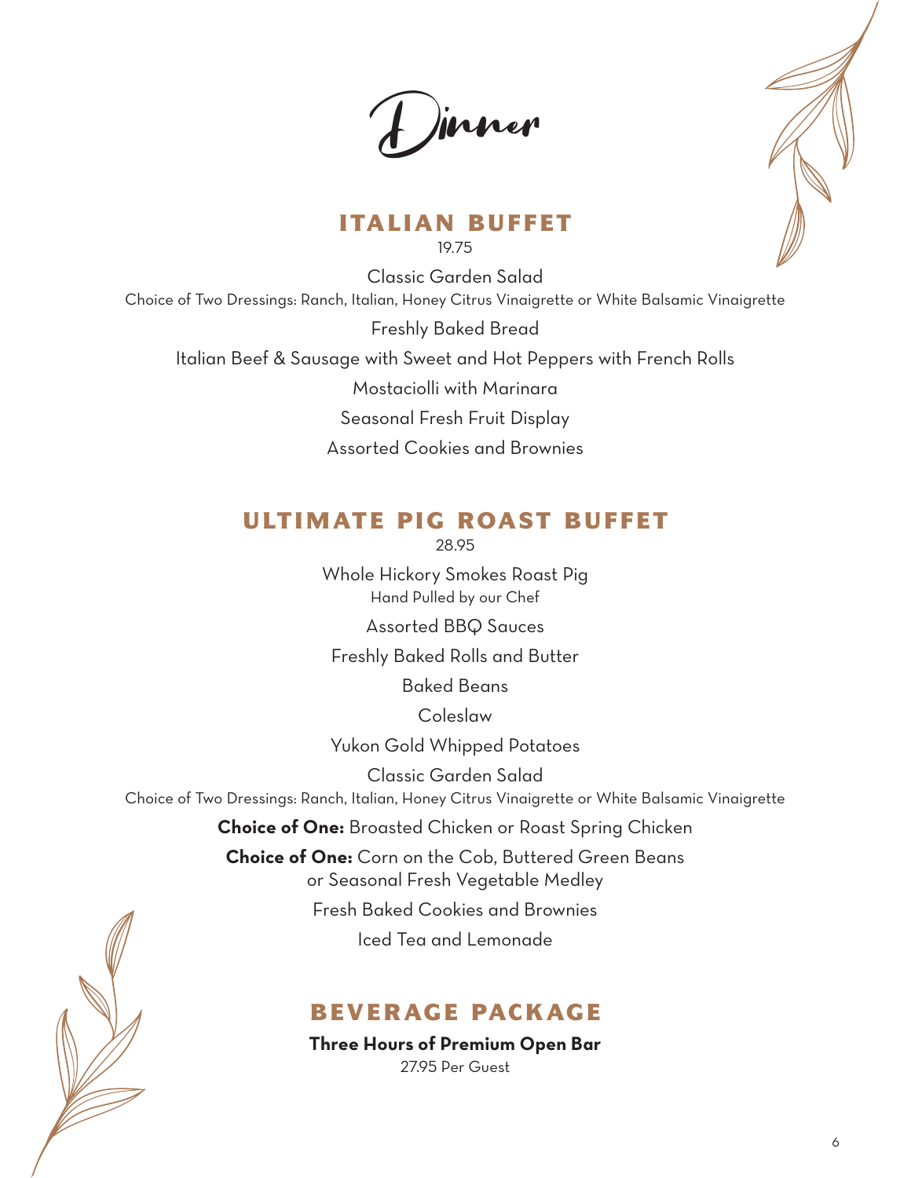# Dinner

## ITALIAN BUFFET

19.75

Classic Garden Salad

Choice of Two Dressings: Ranch, Italian, Honey Citrus Vinaigrette or White Balsamic Vinaigrette

Freshly Baked Bread

Italian Beef & Sausage with Sweet and Hot Peppers with French Rolls

Mostaciolli with Marinara

Seasonal Fresh Fruit Display

Assorted Cookies and Brownies

## ULTIMATE PIG ROAST BUFFET

28.95

Whole Hickory Smokes Roast Pig

Hand Pulled by our Chef

Assorted BBQ Sauces

Freshly Baked Rolls and Butter

Baked Beans

Coleslaw

Yukon Gold Whipped Potatoes

Classic Garden Salad

Choice of Two Dressings: Ranch, Italian, Honey Citrus Vinaigrette or White Balsamic Vinaigrette

**Choice of One:** Broasted Chicken or Roast Spring Chicken

**Choice of One:** Corn on the Cob, Buttered Green Beans or Seasonal Fresh Vegetable Medley

Fresh Baked Cookies and Brownies

Iced Tea and Lemonade

## BEVERAGE PACKAGE

**Three Hours of Premium Open Bar**

27.95 Per Guest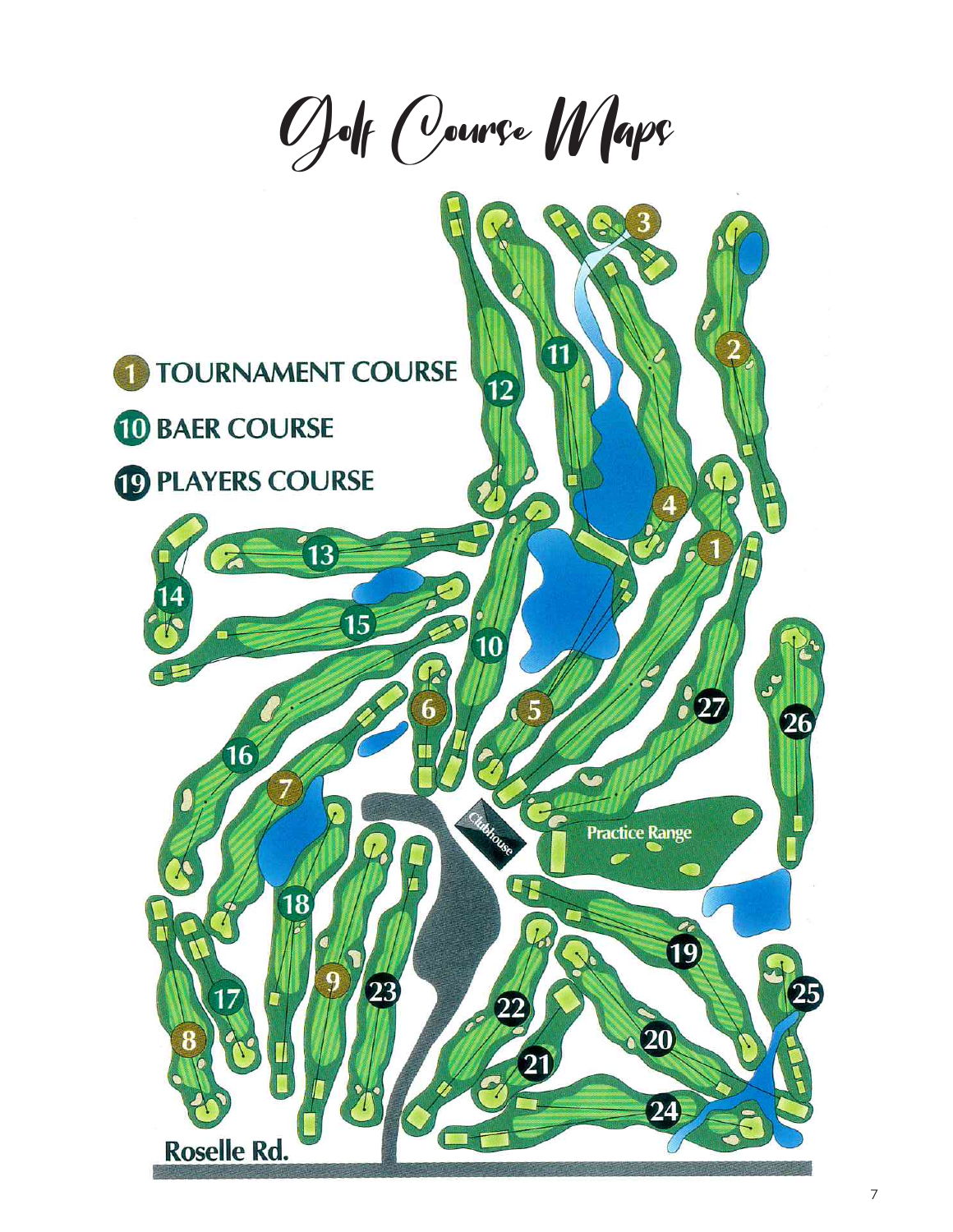# Golf Course Maps

1 TOURNAMENT COURSE

10 BAER COURSE

19 PLAYERS COURSE

Clubhouse

Practice Range

Roselle Rd.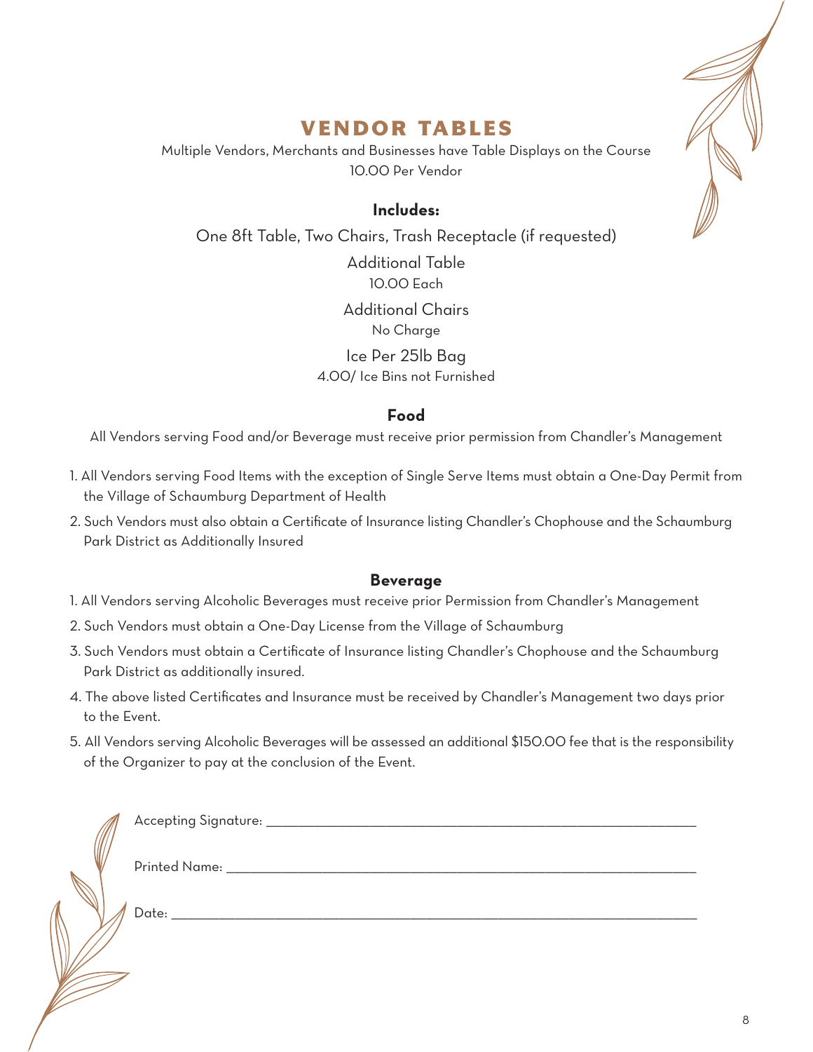# VENDOR TABLES

Multiple Vendors, Merchants and Businesses have Table Displays on the Course
10.00 Per Vendor

**Includes:**

One 8ft Table, Two Chairs, Trash Receptacle (if requested)

Additional Table
10.00 Each

Additional Chairs
No Charge

Ice Per 25lb Bag
4.00/ Ice Bins not Furnished

### Food

All Vendors serving Food and/or Beverage must receive prior permission from Chandler's Management

1. All Vendors serving Food Items with the exception of Single Serve Items must obtain a One-Day Permit from the Village of Schaumburg Department of Health
2. Such Vendors must also obtain a Certificate of Insurance listing Chandler's Chophouse and the Schaumburg Park District as Additionally Insured

### Beverage

1. All Vendors serving Alcoholic Beverages must receive prior Permission from Chandler's Management
2. Such Vendors must obtain a One-Day License from the Village of Schaumburg
3. Such Vendors must obtain a Certificate of Insurance listing Chandler's Chophouse and the Schaumburg Park District as additionally insured.
4. The above listed Certificates and Insurance must be received by Chandler's Management two days prior to the Event.
5. All Vendors serving Alcoholic Beverages will be assessed an additional $150.00 fee that is the responsibility of the Organizer to pay at the conclusion of the Event.

Accepting Signature: ______________________________

Printed Name: ______________________________

Date: ______________________________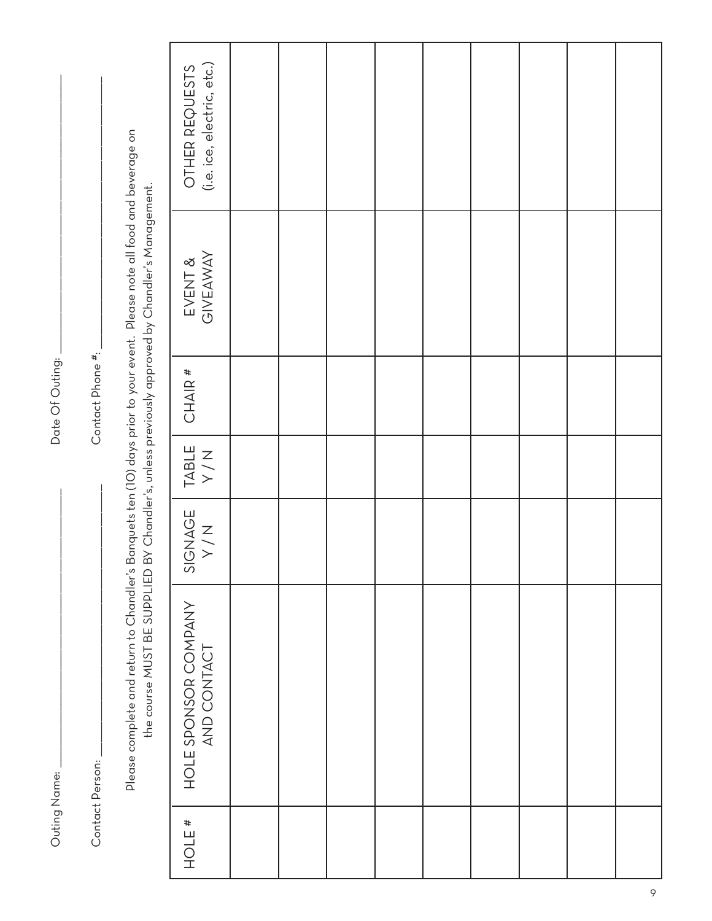Outing Name: ______________________ Date Of Outing: ______________________

Contact Person: ______________________ Contact Phone #: ______________________

Please complete and return to Chandler's Banquets ten (10) days prior to your event. Please note all food and beverage on the course MUST BE SUPPLIED BY Chandler's, unless previously approved by Chandler's Management.

| HOLE # | HOLE SPONSOR COMPANY AND CONTACT | SIGNAGE Y / N | TABLE Y / N | CHAIR # | EVENT & GIVEAWAY | OTHER REQUESTS (i.e. ice, electric, etc.) |
|---|---|---|---|---|---|---|
| | | | | | | |
| | | | | | | |
| | | | | | | |
| | | | | | | |
| | | | | | | |
| | | | | | | |
| | | | | | | |
| | | | | | | |
| | | | | | | |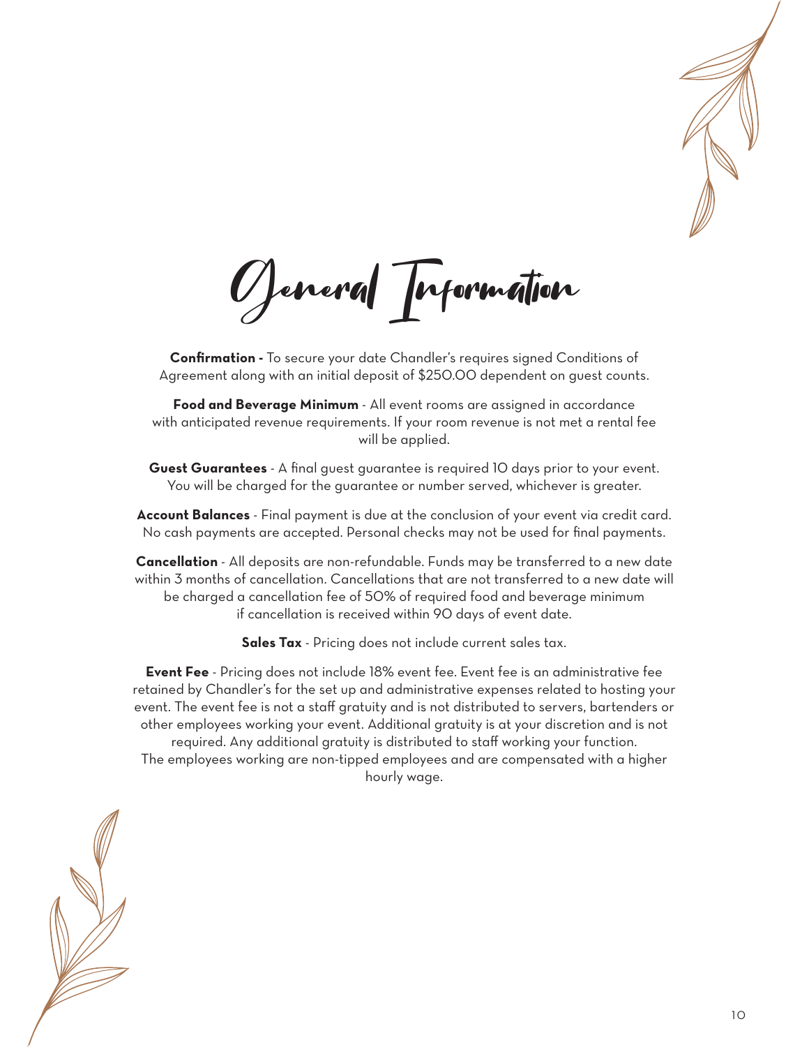# General Information

**Confirmation -** To secure your date Chandler's requires signed Conditions of Agreement along with an initial deposit of $250.00 dependent on guest counts.

**Food and Beverage Minimum** - All event rooms are assigned in accordance with anticipated revenue requirements. If your room revenue is not met a rental fee will be applied.

**Guest Guarantees** - A final guest guarantee is required 10 days prior to your event. You will be charged for the guarantee or number served, whichever is greater.

**Account Balances** - Final payment is due at the conclusion of your event via credit card. No cash payments are accepted. Personal checks may not be used for final payments.

**Cancellation** - All deposits are non-refundable. Funds may be transferred to a new date within 3 months of cancellation. Cancellations that are not transferred to a new date will be charged a cancellation fee of 50% of required food and beverage minimum if cancellation is received within 90 days of event date.

**Sales Tax** - Pricing does not include current sales tax.

**Event Fee** - Pricing does not include 18% event fee. Event fee is an administrative fee retained by Chandler's for the set up and administrative expenses related to hosting your event. The event fee is not a staff gratuity and is not distributed to servers, bartenders or other employees working your event. Additional gratuity is at your discretion and is not required. Any additional gratuity is distributed to staff working your function. The employees working are non-tipped employees and are compensated with a higher hourly wage.